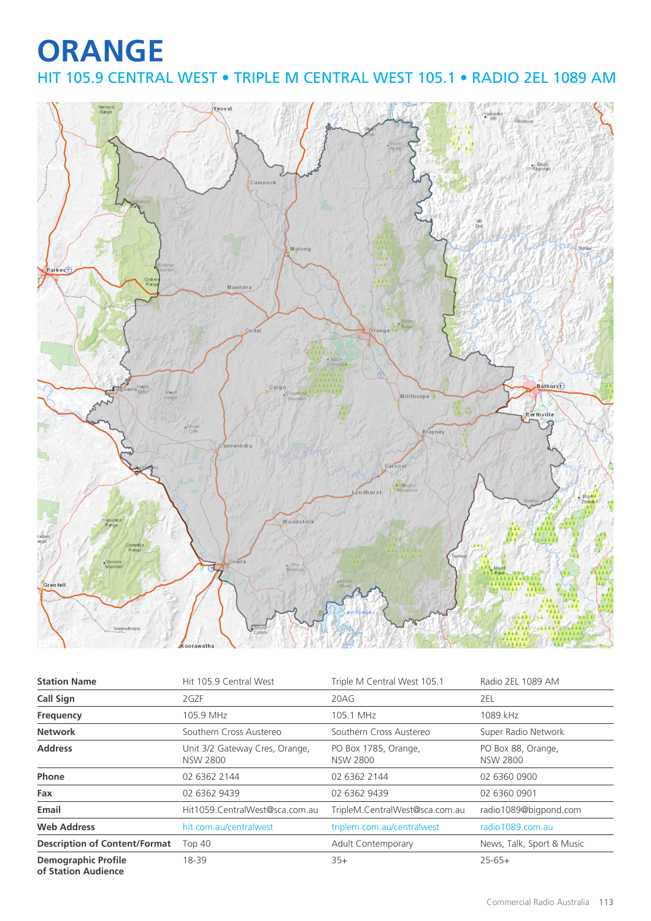# ORANGE

## HIT 105.9 CENTRAL WEST • TRIPLE M CENTRAL WEST 105.1 • RADIO 2EL 1089 AM

| Station Name | Hit 105.9 Central West | Triple M Central West 105.1 | Radio 2EL 1089 AM |
|---|---|---|---|
| Call Sign | 2GZF | 20AG | 2EL |
| Frequency | 105.9 MHz | 105.1 MHz | 1089 kHz |
| Network | Southern Cross Austereo | Southern Cross Austereo | Super Radio Network |
| Address | Unit 3/2 Gateway Cres, Orange, NSW 2800 | PO Box 1785, Orange, NSW 2800 | PO Box 88, Orange, NSW 2800 |
| Phone | 02 6362 2144 | 02 6362 2144 | 02 6360 0900 |
| Fax | 02 6362 9439 | 02 6362 9439 | 02 6360 0901 |
| Email | Hit1059.CentralWest@sca.com.au | TripleM.CentralWest@sca.com.au | radio1089@bigpond.com |
| Web Address | hit.com.au/centralwest | triplem.com.au/centralwest | radio1089.com.au |
| Description of Content/Format | Top 40 | Adult Contemporary | News, Talk, Sport & Music |
| Demographic Profile of Station Audience | 18-39 | 35+ | 25-65+ |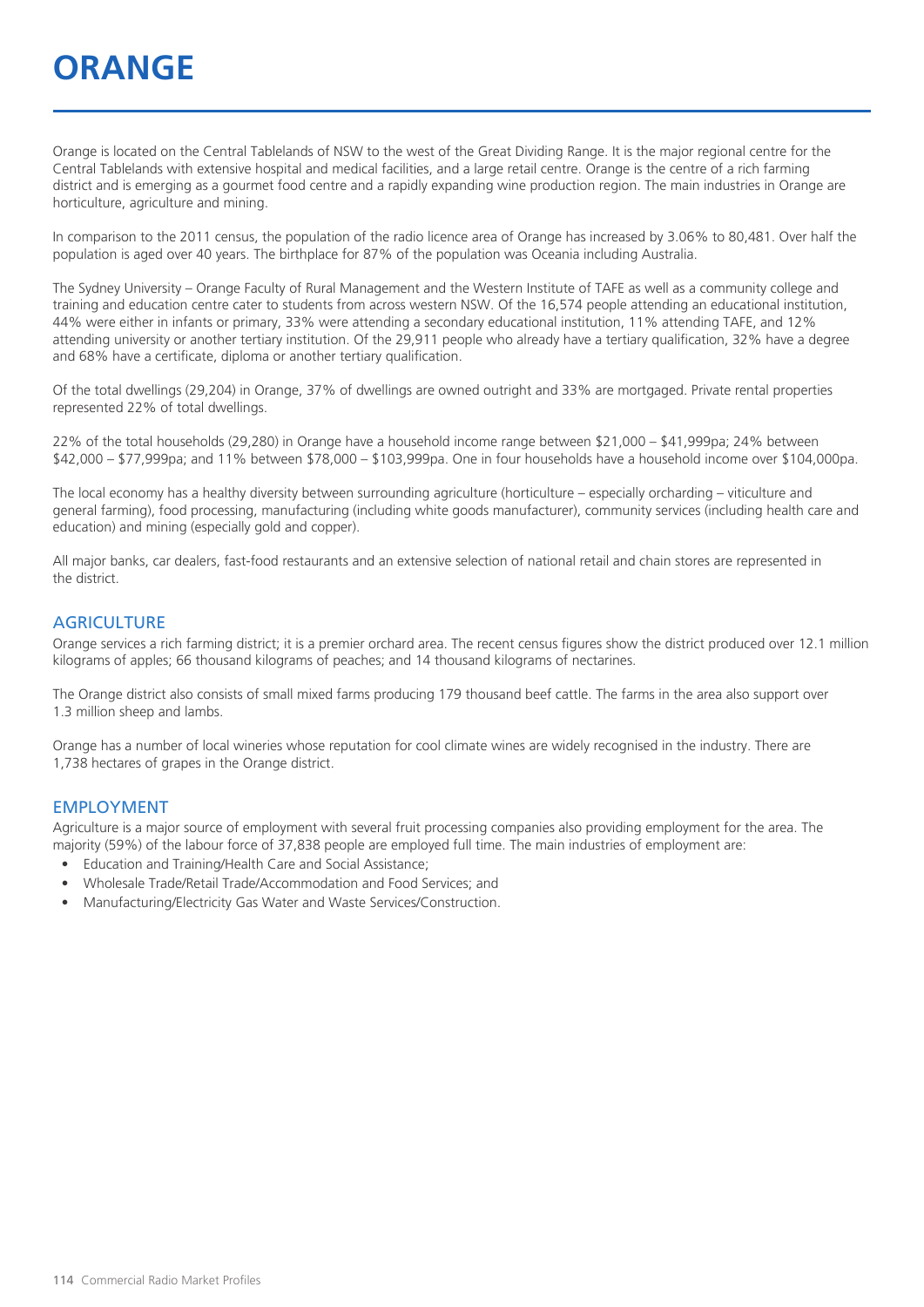# ORANGE

Orange is located on the Central Tablelands of NSW to the west of the Great Dividing Range. It is the major regional centre for the Central Tablelands with extensive hospital and medical facilities, and a large retail centre. Orange is the centre of a rich farming district and is emerging as a gourmet food centre and a rapidly expanding wine production region. The main industries in Orange are horticulture, agriculture and mining.

In comparison to the 2011 census, the population of the radio licence area of Orange has increased by 3.06% to 80,481. Over half the population is aged over 40 years. The birthplace for 87% of the population was Oceania including Australia.

The Sydney University – Orange Faculty of Rural Management and the Western Institute of TAFE as well as a community college and training and education centre cater to students from across western NSW. Of the 16,574 people attending an educational institution, 44% were either in infants or primary, 33% were attending a secondary educational institution, 11% attending TAFE, and 12% attending university or another tertiary institution. Of the 29,911 people who already have a tertiary qualification, 32% have a degree and 68% have a certificate, diploma or another tertiary qualification.

Of the total dwellings (29,204) in Orange, 37% of dwellings are owned outright and 33% are mortgaged. Private rental properties represented 22% of total dwellings.

22% of the total households (29,280) in Orange have a household income range between $21,000 – $41,999pa; 24% between $42,000 – $77,999pa; and 11% between $78,000 – $103,999pa. One in four households have a household income over $104,000pa.

The local economy has a healthy diversity between surrounding agriculture (horticulture – especially orcharding – viticulture and general farming), food processing, manufacturing (including white goods manufacturer), community services (including health care and education) and mining (especially gold and copper).

All major banks, car dealers, fast-food restaurants and an extensive selection of national retail and chain stores are represented in the district.

## AGRICULTURE

Orange services a rich farming district; it is a premier orchard area. The recent census figures show the district produced over 12.1 million kilograms of apples; 66 thousand kilograms of peaches; and 14 thousand kilograms of nectarines.

The Orange district also consists of small mixed farms producing 179 thousand beef cattle. The farms in the area also support over 1.3 million sheep and lambs.

Orange has a number of local wineries whose reputation for cool climate wines are widely recognised in the industry. There are 1,738 hectares of grapes in the Orange district.

## EMPLOYMENT

Agriculture is a major source of employment with several fruit processing companies also providing employment for the area. The majority (59%) of the labour force of 37,838 people are employed full time. The main industries of employment are:

- Education and Training/Health Care and Social Assistance;
- Wholesale Trade/Retail Trade/Accommodation and Food Services; and
- Manufacturing/Electricity Gas Water and Waste Services/Construction.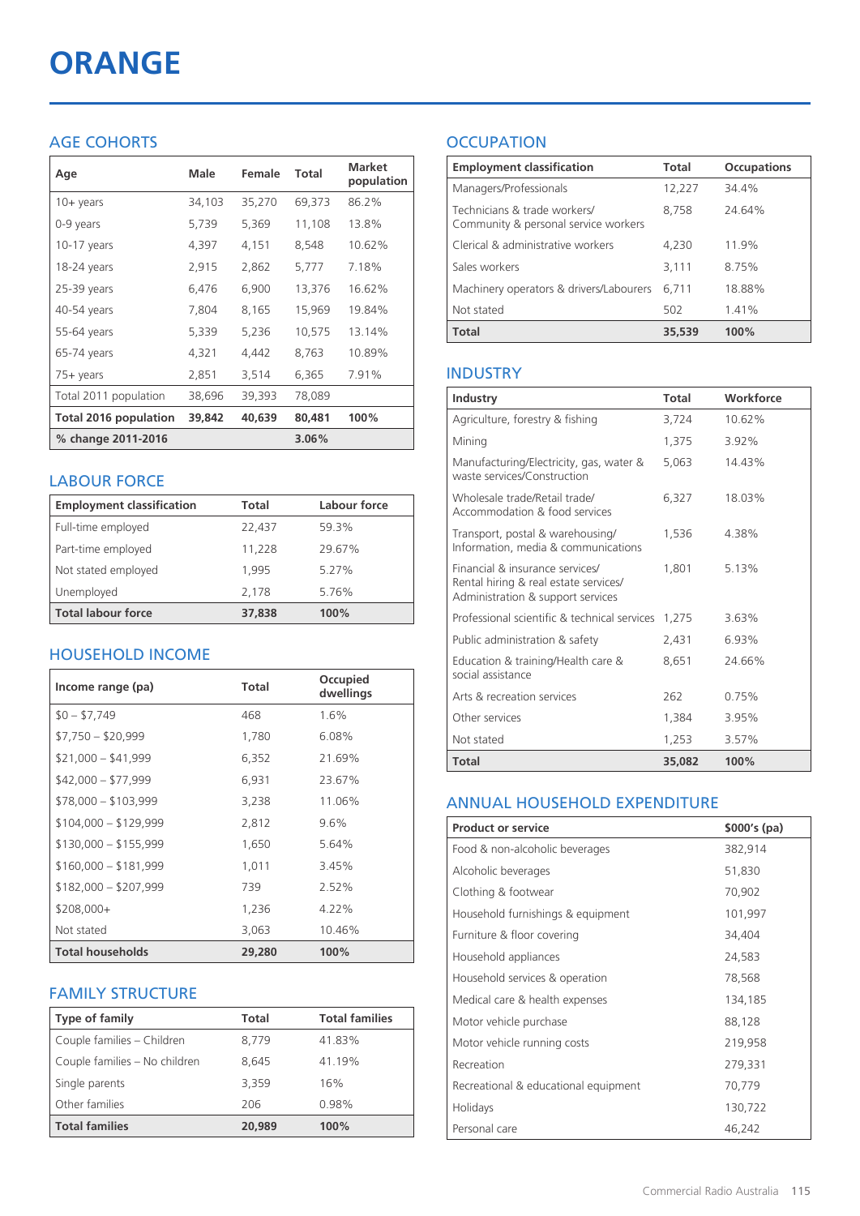# ORANGE

## AGE COHORTS

| Age | Male | Female | Total | Market population |
|---|---|---|---|---|
| 10+ years | 34,103 | 35,270 | 69,373 | 86.2% |
| 0-9 years | 5,739 | 5,369 | 11,108 | 13.8% |
| 10-17 years | 4,397 | 4,151 | 8,548 | 10.62% |
| 18-24 years | 2,915 | 2,862 | 5,777 | 7.18% |
| 25-39 years | 6,476 | 6,900 | 13,376 | 16.62% |
| 40-54 years | 7,804 | 8,165 | 15,969 | 19.84% |
| 55-64 years | 5,339 | 5,236 | 10,575 | 13.14% |
| 65-74 years | 4,321 | 4,442 | 8,763 | 10.89% |
| 75+ years | 2,851 | 3,514 | 6,365 | 7.91% |
| Total 2011 population | 38,696 | 39,393 | 78,089 | |
| **Total 2016 population** | **39,842** | **40,639** | **80,481** | **100%** |
| **% change 2011-2016** | | | **3.06%** | |

## LABOUR FORCE

| Employment classification | Total | Labour force |
|---|---|---|
| Full-time employed | 22,437 | 59.3% |
| Part-time employed | 11,228 | 29.67% |
| Not stated employed | 1,995 | 5.27% |
| Unemployed | 2,178 | 5.76% |
| **Total labour force** | **37,838** | **100%** |

## HOUSEHOLD INCOME

| Income range (pa) | Total | Occupied dwellings |
|---|---|---|
| $0 – $7,749 | 468 | 1.6% |
| $7,750 – $20,999 | 1,780 | 6.08% |
| $21,000 – $41,999 | 6,352 | 21.69% |
| $42,000 – $77,999 | 6,931 | 23.67% |
| $78,000 – $103,999 | 3,238 | 11.06% |
| $104,000 – $129,999 | 2,812 | 9.6% |
| $130,000 – $155,999 | 1,650 | 5.64% |
| $160,000 – $181,999 | 1,011 | 3.45% |
| $182,000 – $207,999 | 739 | 2.52% |
| $208,000+ | 1,236 | 4.22% |
| Not stated | 3,063 | 10.46% |
| **Total households** | **29,280** | **100%** |

## FAMILY STRUCTURE

| Type of family | Total | Total families |
|---|---|---|
| Couple families – Children | 8,779 | 41.83% |
| Couple families – No children | 8,645 | 41.19% |
| Single parents | 3,359 | 16% |
| Other families | 206 | 0.98% |
| **Total families** | **20,989** | **100%** |

## OCCUPATION

| Employment classification | Total | Occupations |
|---|---|---|
| Managers/Professionals | 12,227 | 34.4% |
| Technicians & trade workers/ Community & personal service workers | 8,758 | 24.64% |
| Clerical & administrative workers | 4,230 | 11.9% |
| Sales workers | 3,111 | 8.75% |
| Machinery operators & drivers/Labourers | 6,711 | 18.88% |
| Not stated | 502 | 1.41% |
| **Total** | **35,539** | **100%** |

## INDUSTRY

| Industry | Total | Workforce |
|---|---|---|
| Agriculture, forestry & fishing | 3,724 | 10.62% |
| Mining | 1,375 | 3.92% |
| Manufacturing/Electricity, gas, water & waste services/Construction | 5,063 | 14.43% |
| Wholesale trade/Retail trade/ Accommodation & food services | 6,327 | 18.03% |
| Transport, postal & warehousing/ Information, media & communications | 1,536 | 4.38% |
| Financial & insurance services/ Rental hiring & real estate services/ Administration & support services | 1,801 | 5.13% |
| Professional scientific & technical services | 1,275 | 3.63% |
| Public administration & safety | 2,431 | 6.93% |
| Education & training/Health care & social assistance | 8,651 | 24.66% |
| Arts & recreation services | 262 | 0.75% |
| Other services | 1,384 | 3.95% |
| Not stated | 1,253 | 3.57% |
| **Total** | **35,082** | **100%** |

## ANNUAL HOUSEHOLD EXPENDITURE

| Product or service | $000's (pa) |
|---|---|
| Food & non-alcoholic beverages | 382,914 |
| Alcoholic beverages | 51,830 |
| Clothing & footwear | 70,902 |
| Household furnishings & equipment | 101,997 |
| Furniture & floor covering | 34,404 |
| Household appliances | 24,583 |
| Household services & operation | 78,568 |
| Medical care & health expenses | 134,185 |
| Motor vehicle purchase | 88,128 |
| Motor vehicle running costs | 219,958 |
| Recreation | 279,331 |
| Recreational & educational equipment | 70,779 |
| Holidays | 130,722 |
| Personal care | 46,242 |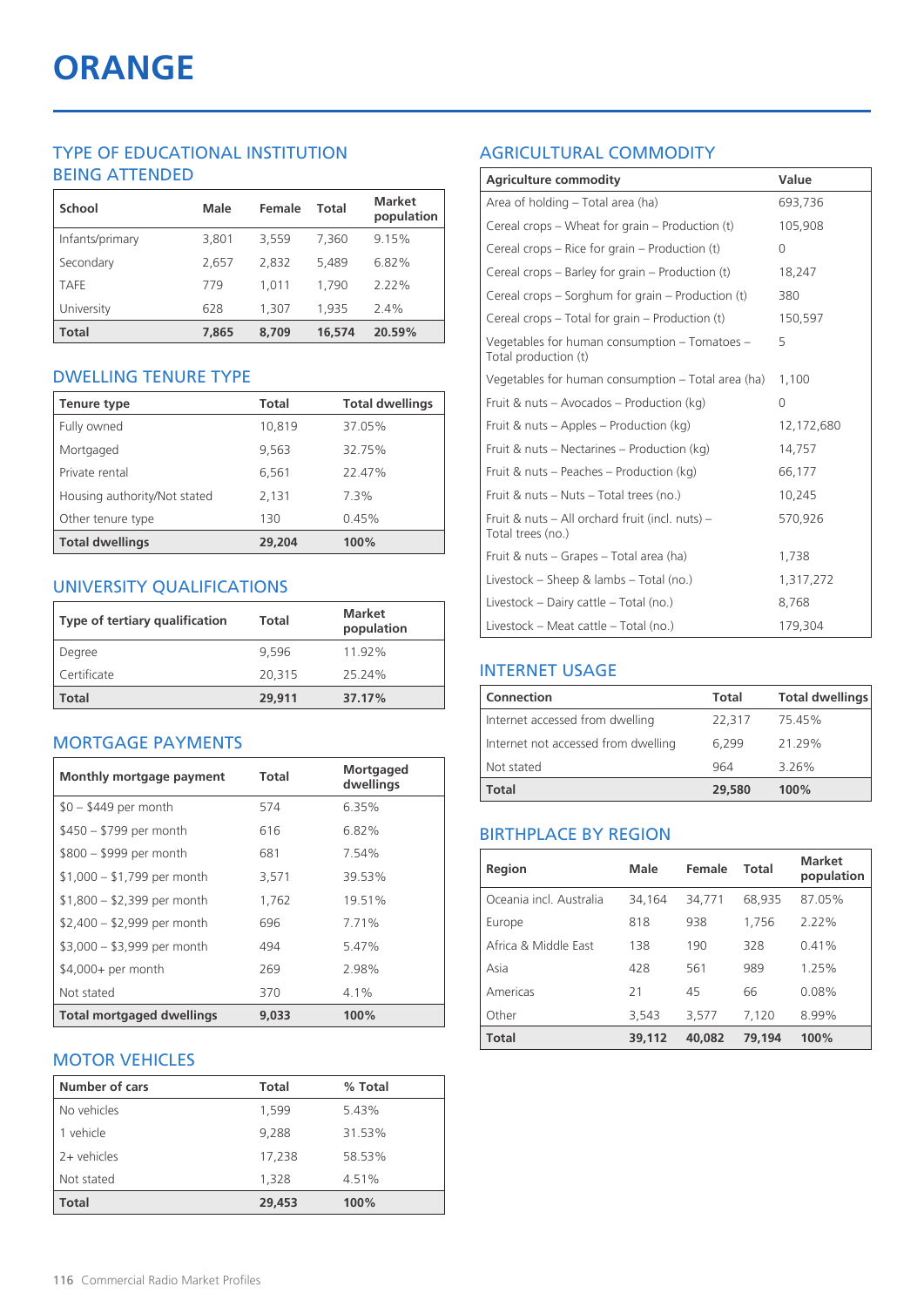# ORANGE

## TYPE OF EDUCATIONAL INSTITUTION BEING ATTENDED

| School | Male | Female | Total | Market population |
|---|---|---|---|---|
| Infants/primary | 3,801 | 3,559 | 7,360 | 9.15% |
| Secondary | 2,657 | 2,832 | 5,489 | 6.82% |
| TAFE | 779 | 1,011 | 1,790 | 2.22% |
| University | 628 | 1,307 | 1,935 | 2.4% |
| **Total** | **7,865** | **8,709** | **16,574** | **20.59%** |

## DWELLING TENURE TYPE

| Tenure type | Total | Total dwellings |
|---|---|---|
| Fully owned | 10,819 | 37.05% |
| Mortgaged | 9,563 | 32.75% |
| Private rental | 6,561 | 22.47% |
| Housing authority/Not stated | 2,131 | 7.3% |
| Other tenure type | 130 | 0.45% |
| **Total dwellings** | **29,204** | **100%** |

## UNIVERSITY QUALIFICATIONS

| Type of tertiary qualification | Total | Market population |
|---|---|---|
| Degree | 9,596 | 11.92% |
| Certificate | 20,315 | 25.24% |
| **Total** | **29,911** | **37.17%** |

## MORTGAGE PAYMENTS

| Monthly mortgage payment | Total | Mortgaged dwellings |
|---|---|---|
| $0 – $449 per month | 574 | 6.35% |
| $450 – $799 per month | 616 | 6.82% |
| $800 – $999 per month | 681 | 7.54% |
| $1,000 – $1,799 per month | 3,571 | 39.53% |
| $1,800 – $2,399 per month | 1,762 | 19.51% |
| $2,400 – $2,999 per month | 696 | 7.71% |
| $3,000 – $3,999 per month | 494 | 5.47% |
| $4,000+ per month | 269 | 2.98% |
| Not stated | 370 | 4.1% |
| **Total mortgaged dwellings** | **9,033** | **100%** |

## MOTOR VEHICLES

| Number of cars | Total | % Total |
|---|---|---|
| No vehicles | 1,599 | 5.43% |
| 1 vehicle | 9,288 | 31.53% |
| 2+ vehicles | 17,238 | 58.53% |
| Not stated | 1,328 | 4.51% |
| **Total** | **29,453** | **100%** |

## AGRICULTURAL COMMODITY

| Agriculture commodity | Value |
|---|---|
| Area of holding – Total area (ha) | 693,736 |
| Cereal crops – Wheat for grain – Production (t) | 105,908 |
| Cereal crops – Rice for grain – Production (t) | 0 |
| Cereal crops – Barley for grain – Production (t) | 18,247 |
| Cereal crops – Sorghum for grain – Production (t) | 380 |
| Cereal crops – Total for grain – Production (t) | 150,597 |
| Vegetables for human consumption – Tomatoes – Total production (t) | 5 |
| Vegetables for human consumption – Total area (ha) | 1,100 |
| Fruit & nuts – Avocados – Production (kg) | 0 |
| Fruit & nuts – Apples – Production (kg) | 12,172,680 |
| Fruit & nuts – Nectarines – Production (kg) | 14,757 |
| Fruit & nuts – Peaches – Production (kg) | 66,177 |
| Fruit & nuts – Nuts – Total trees (no.) | 10,245 |
| Fruit & nuts – All orchard fruit (incl. nuts) – Total trees (no.) | 570,926 |
| Fruit & nuts – Grapes – Total area (ha) | 1,738 |
| Livestock – Sheep & lambs – Total (no.) | 1,317,272 |
| Livestock – Dairy cattle – Total (no.) | 8,768 |
| Livestock – Meat cattle – Total (no.) | 179,304 |

## INTERNET USAGE

| Connection | Total | Total dwellings |
|---|---|---|
| Internet accessed from dwelling | 22,317 | 75.45% |
| Internet not accessed from dwelling | 6,299 | 21.29% |
| Not stated | 964 | 3.26% |
| **Total** | **29,580** | **100%** |

## BIRTHPLACE BY REGION

| Region | Male | Female | Total | Market population |
|---|---|---|---|---|
| Oceania incl. Australia | 34,164 | 34,771 | 68,935 | 87.05% |
| Europe | 818 | 938 | 1,756 | 2.22% |
| Africa & Middle East | 138 | 190 | 328 | 0.41% |
| Asia | 428 | 561 | 989 | 1.25% |
| Americas | 21 | 45 | 66 | 0.08% |
| Other | 3,543 | 3,577 | 7,120 | 8.99% |
| **Total** | **39,112** | **40,082** | **79,194** | **100%** |